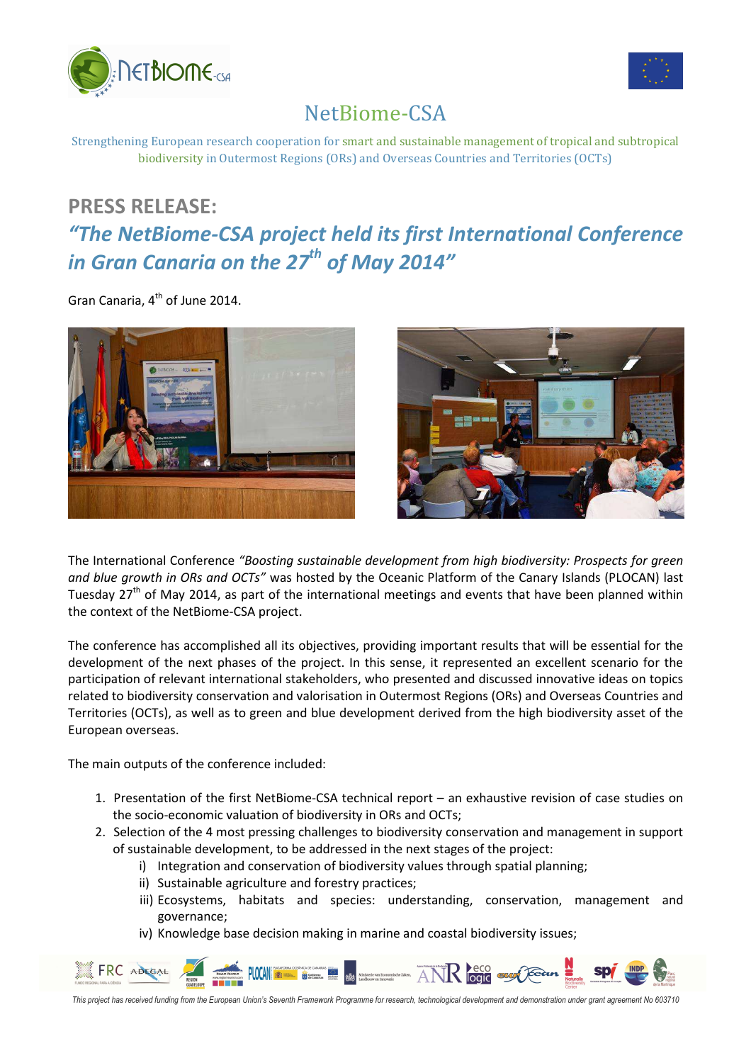# NetBiome-CSA

Strengthening European research cooperation for smart and sustainable management of tropical and subtropical biodiversity in Outermost Regions (ORs) and Overseas Countries and Territories (OCTs)

## PRESS RELEASE:

## *"The NetBiome-CSA project held its first International Conference in Gran Canaria on the 27th of May 2014"*

Gran Canaria, 4th of June 2014.

The International Conference *"Boosting sustainable development from high biodiversity: Prospects for green and blue growth in ORs and OCTs"* was hosted by the Oceanic Platform of the Canary Islands (PLOCAN) last Tuesday 27th of May 2014, as part of the international meetings and events that have been planned within the context of the NetBiome-CSA project.

The conference has accomplished all its objectives, providing important results that will be essential for the development of the next phases of the project. In this sense, it represented an excellent scenario for the participation of relevant international stakeholders, who presented and discussed innovative ideas on topics related to biodiversity conservation and valorisation in Outermost Regions (ORs) and Overseas Countries and Territories (OCTs), as well as to green and blue development derived from the high biodiversity asset of the European overseas.

The main outputs of the conference included:

1. Presentation of the first NetBiome-CSA technical report – an exhaustive revision of case studies on the socio-economic valuation of biodiversity in ORs and OCTs;
2. Selection of the 4 most pressing challenges to biodiversity conservation and management in support of sustainable development, to be addressed in the next stages of the project:
   i) Integration and conservation of biodiversity values through spatial planning;
   ii) Sustainable agriculture and forestry practices;
   iii) Ecosystems, habitats and species: understanding, conservation, management and governance;
   iv) Knowledge base decision making in marine and coastal biodiversity issues;

*This project has received funding from the European Union's Seventh Framework Programme for research, technological development and demonstration under grant agreement No 603710*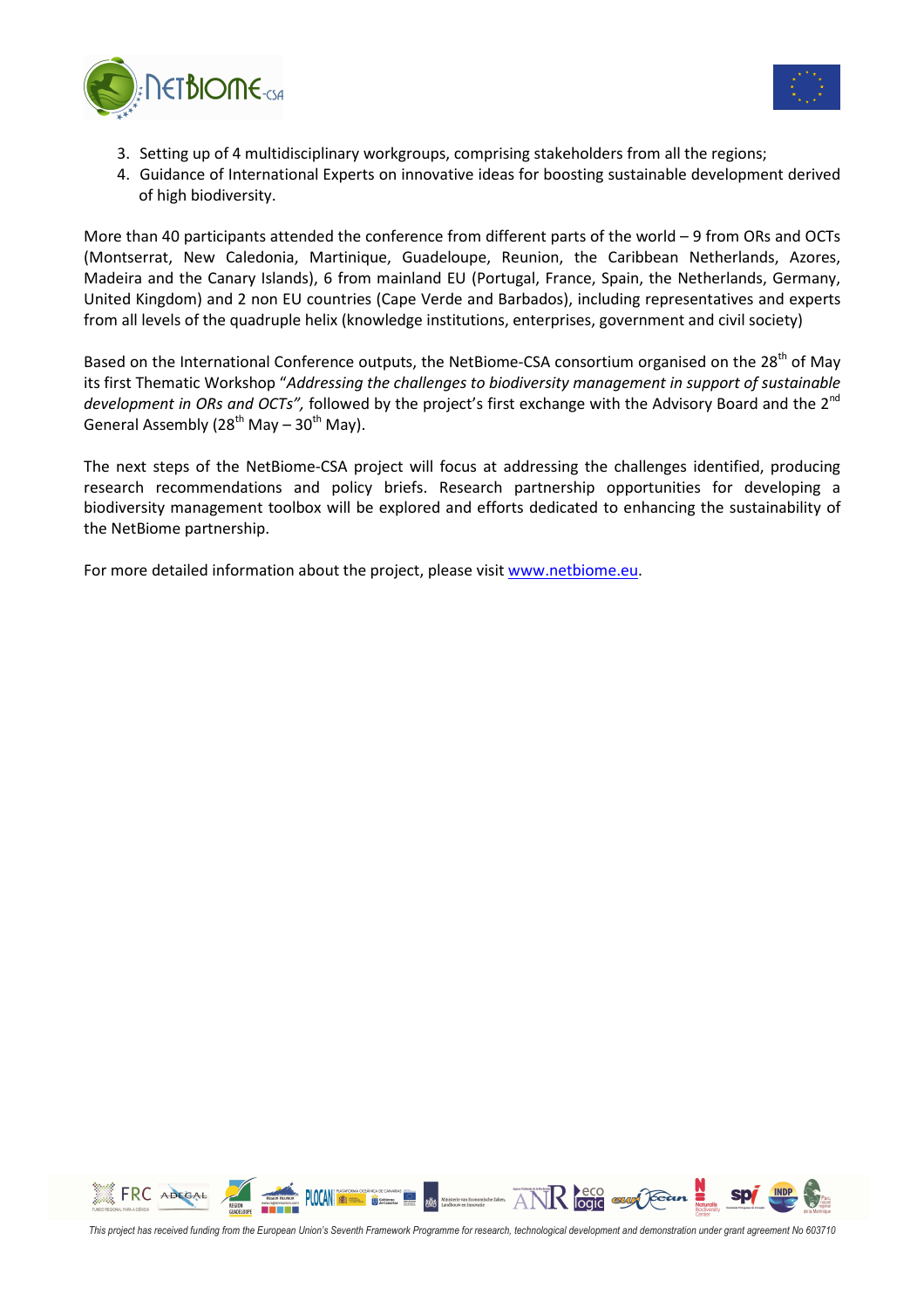3. Setting up of 4 multidisciplinary workgroups, comprising stakeholders from all the regions;
4. Guidance of International Experts on innovative ideas for boosting sustainable development derived of high biodiversity.

More than 40 participants attended the conference from different parts of the world – 9 from ORs and OCTs (Montserrat, New Caledonia, Martinique, Guadeloupe, Reunion, the Caribbean Netherlands, Azores, Madeira and the Canary Islands), 6 from mainland EU (Portugal, France, Spain, the Netherlands, Germany, United Kingdom) and 2 non EU countries (Cape Verde and Barbados), including representatives and experts from all levels of the quadruple helix (knowledge institutions, enterprises, government and civil society)

Based on the International Conference outputs, the NetBiome-CSA consortium organised on the 28th of May its first Thematic Workshop "*Addressing the challenges to biodiversity management in support of sustainable development in ORs and OCTs",* followed by the project's first exchange with the Advisory Board and the 2nd General Assembly (28th May – 30th May).

The next steps of the NetBiome-CSA project will focus at addressing the challenges identified, producing research recommendations and policy briefs. Research partnership opportunities for developing a biodiversity management toolbox will be explored and efforts dedicated to enhancing the sustainability of the NetBiome partnership.

For more detailed information about the project, please visit [www.netbiome.eu](http://www.netbiome.eu).

*This project has received funding from the European Union's Seventh Framework Programme for research, technological development and demonstration under grant agreement No 603710*